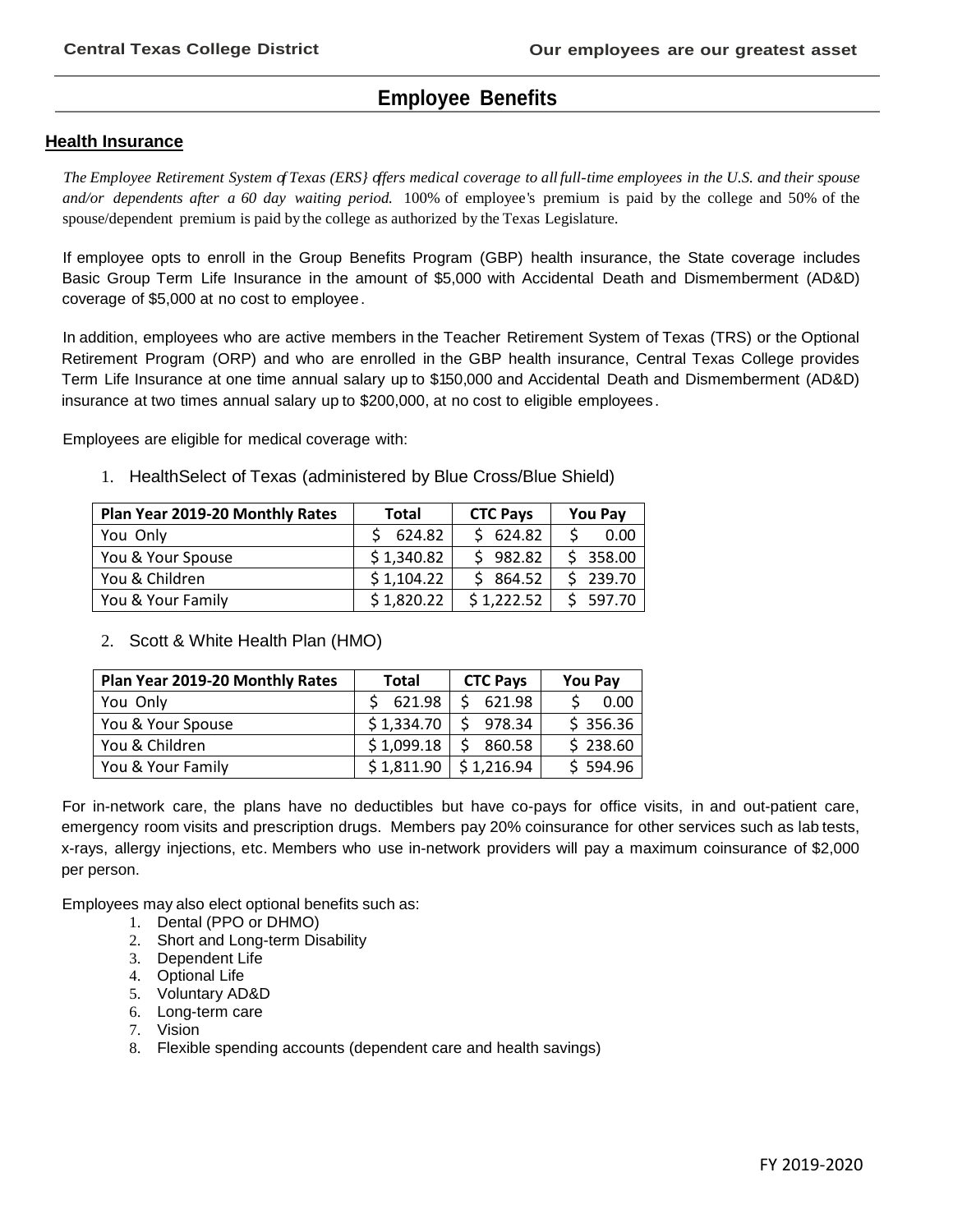# Employee Benefits

## Health Insurance

*The Employee Retirement System of Texas (ERS} offers medical coverage to all full-time employees in the U.S. and their spouse and/or dependents after a 60 day waiting period.* 100% of employee's premium is paid by the college and 50% of the spouse/dependent premium is paid by the college as authorized by the Texas Legislature.

If employee opts to enroll in the Group Benefits Program (GBP) health insurance, the State coverage includes Basic Group Term Life Insurance in the amount of $5,000 with Accidental Death and Dismemberment (AD&D) coverage of $5,000 at no cost to employee.

In addition, employees who are active members in the Teacher Retirement System of Texas (TRS) or the Optional Retirement Program (ORP) and who are enrolled in the GBP health insurance, Central Texas College provides Term Life Insurance at one time annual salary up to $150,000 and Accidental Death and Dismemberment (AD&D) insurance at two times annual salary up to $200,000, at no cost to eligible employees.

Employees are eligible for medical coverage with:

1. HealthSelect of Texas (administered by Blue Cross/Blue Shield)

| Plan Year 2019-20 Monthly Rates | Total | CTC Pays | You Pay |
|---|---|---|---|
| You Only | $ 624.82 | $ 624.82 | $ 0.00 |
| You & Your Spouse | $ 1,340.82 | $ 982.82 | $ 358.00 |
| You & Children | $ 1,104.22 | $ 864.52 | $ 239.70 |
| You & Your Family | $ 1,820.22 | $ 1,222.52 | $ 597.70 |

2. Scott & White Health Plan (HMO)

| Plan Year 2019-20 Monthly Rates | Total | CTC Pays | You Pay |
|---|---|---|---|
| You Only | $ 621.98 | $ 621.98 | $ 0.00 |
| You & Your Spouse | $ 1,334.70 | $ 978.34 | $ 356.36 |
| You & Children | $ 1,099.18 | $ 860.58 | $ 238.60 |
| You & Your Family | $ 1,811.90 | $ 1,216.94 | $ 594.96 |

For in-network care, the plans have no deductibles but have co-pays for office visits, in and out-patient care, emergency room visits and prescription drugs. Members pay 20% coinsurance for other services such as lab tests, x-rays, allergy injections, etc. Members who use in-network providers will pay a maximum coinsurance of $2,000 per person.

Employees may also elect optional benefits such as:

1. Dental (PPO or DHMO)
2. Short and Long-term Disability
3. Dependent Life
4. Optional Life
5. Voluntary AD&D
6. Long-term care
7. Vision
8. Flexible spending accounts (dependent care and health savings)

FY 2019-2020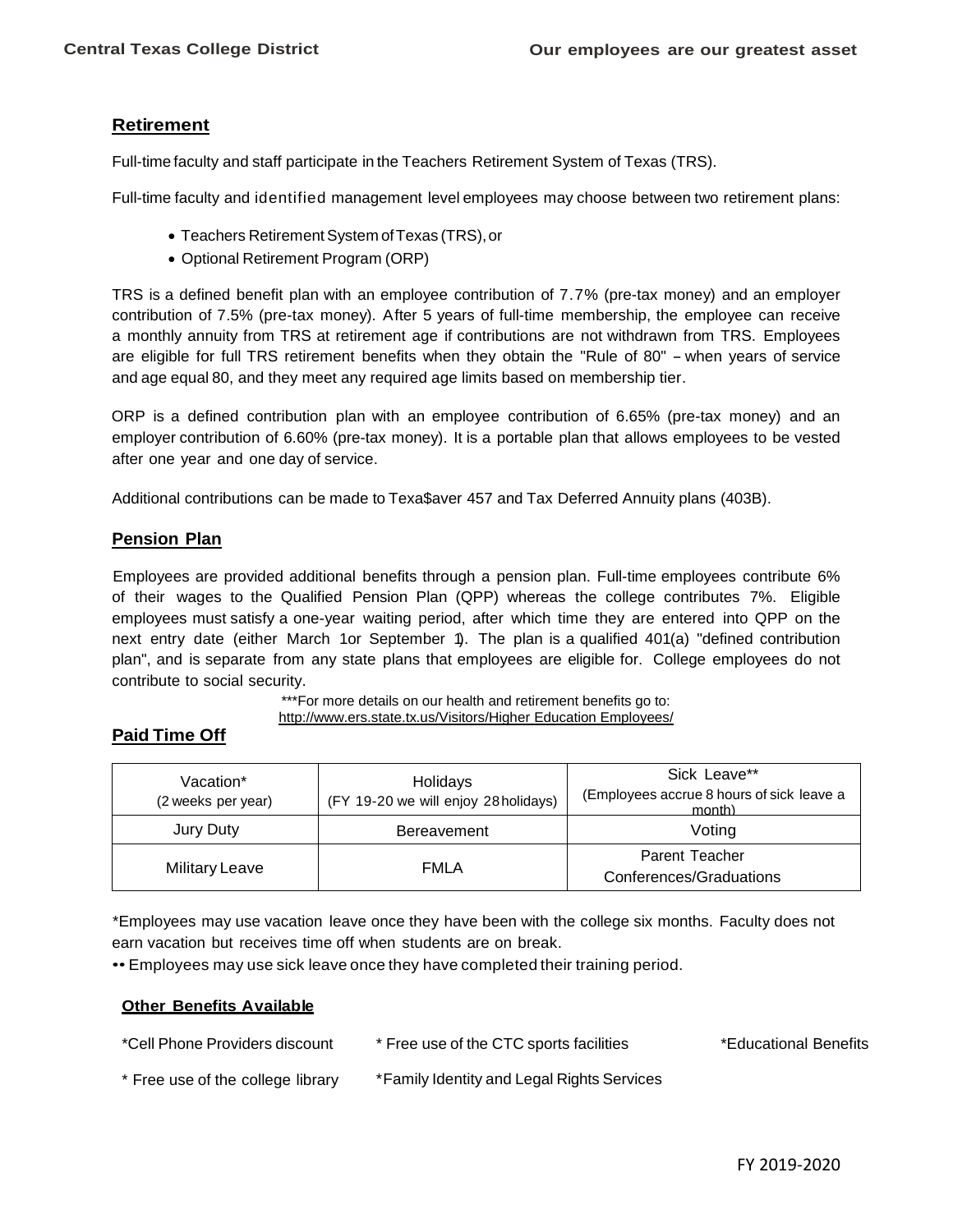## Retirement

Full-time faculty and staff participate in the Teachers Retirement System of Texas (TRS).

Full-time faculty and identified management level employees may choose between two retirement plans:

- Teachers Retirement System of Texas (TRS), or
- Optional Retirement Program (ORP)

TRS is a defined benefit plan with an employee contribution of 7.7% (pre-tax money) and an employer contribution of 7.5% (pre-tax money). After 5 years of full-time membership, the employee can receive a monthly annuity from TRS at retirement age if contributions are not withdrawn from TRS. Employees are eligible for full TRS retirement benefits when they obtain the "Rule of 80" – when years of service and age equal 80, and they meet any required age limits based on membership tier.

ORP is a defined contribution plan with an employee contribution of 6.65% (pre-tax money) and an employer contribution of 6.60% (pre-tax money). It is a portable plan that allows employees to be vested after one year and one day of service.

Additional contributions can be made to Texa$aver 457 and Tax Deferred Annuity plans (403B).

## Pension Plan

Employees are provided additional benefits through a pension plan. Full-time employees contribute 6% of their wages to the Qualified Pension Plan (QPP) whereas the college contributes 7%. Eligible employees must satisfy a one-year waiting period, after which time they are entered into QPP on the next entry date (either March 1or September 1). The plan is a qualified 401(a) "defined contribution plan", and is separate from any state plans that employees are eligible for. College employees do not contribute to social security.

***For more details on our health and retirement benefits go to: http://www.ers.state.tx.us/Visitors/Higher Education Employees/

## Paid Time Off

| | | |
|---|---|---|
| Vacation* (2 weeks per year) | Holidays (FY 19-20 we will enjoy 28 holidays) | Sick Leave** (Employees accrue 8 hours of sick leave a month) |
| Jury Duty | Bereavement | Voting |
| Military Leave | FMLA | Parent Teacher Conferences/Graduations |

*Employees may use vacation leave once they have been with the college six months. Faculty does not earn vacation but receives time off when students are on break.

** Employees may use sick leave once they have completed their training period.

### Other Benefits Available

*Cell Phone Providers discount

* Free use of the CTC sports facilities

*Educational Benefits

* Free use of the college library

*Family Identity and Legal Rights Services

FY 2019-2020